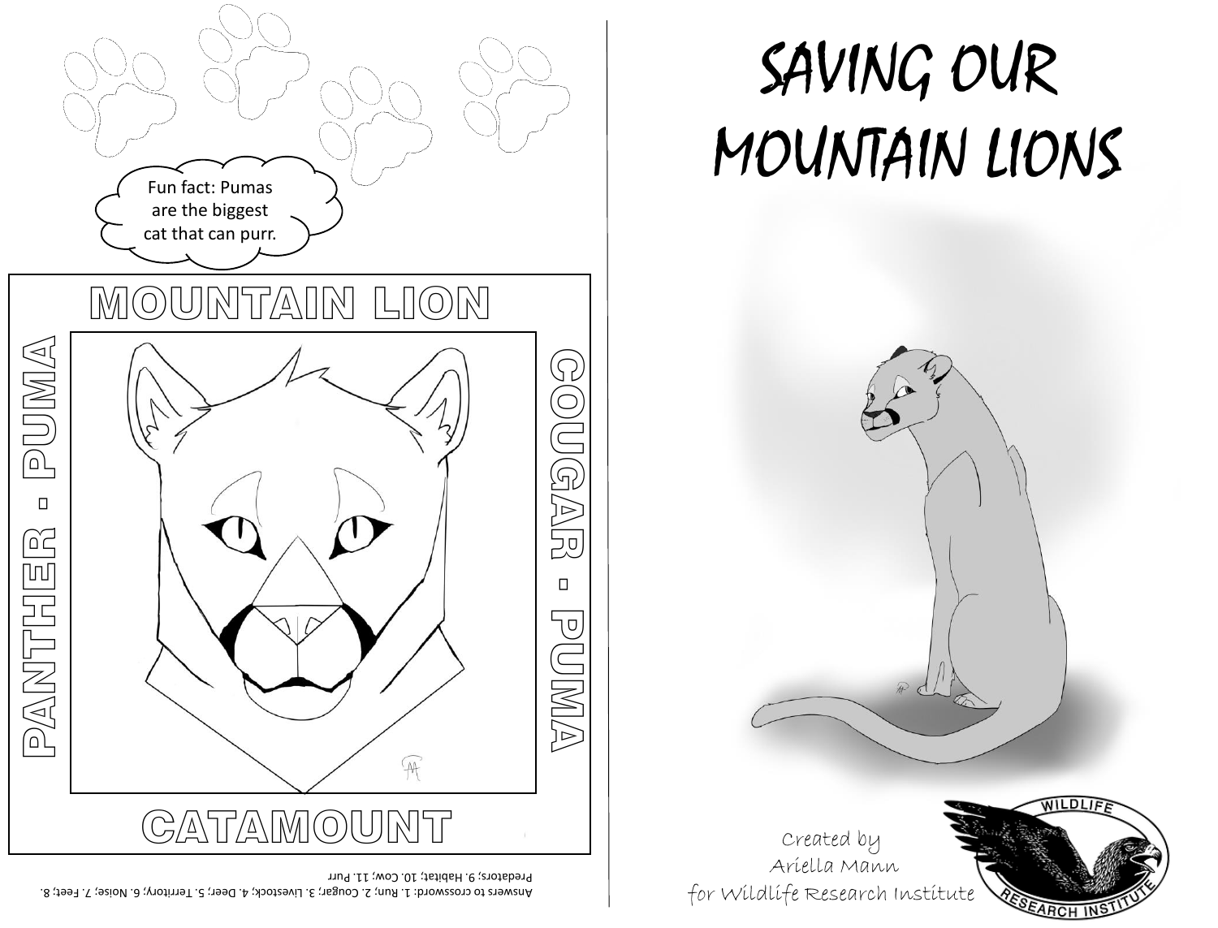Fun fact: Pumas are the biggest cat that can purr.

MOUNTAIN LION

PANTHER - PUMA

COUGAR - PUMA

CATAMOUNT

Answers to crossword: 1. Run; 2. Cougar; 3. Livestock; 4. Deer; 5. Territory; 6. Noise; 7. Feet; 8. Predators; 9. Habitat; 10. Cow; 11. Purr

# SAVING OUR MOUNTAIN LIONS

Created by
Ariella Mann
for Wildlife Research Institute

WILDLIFE RESEARCH INSTITUTE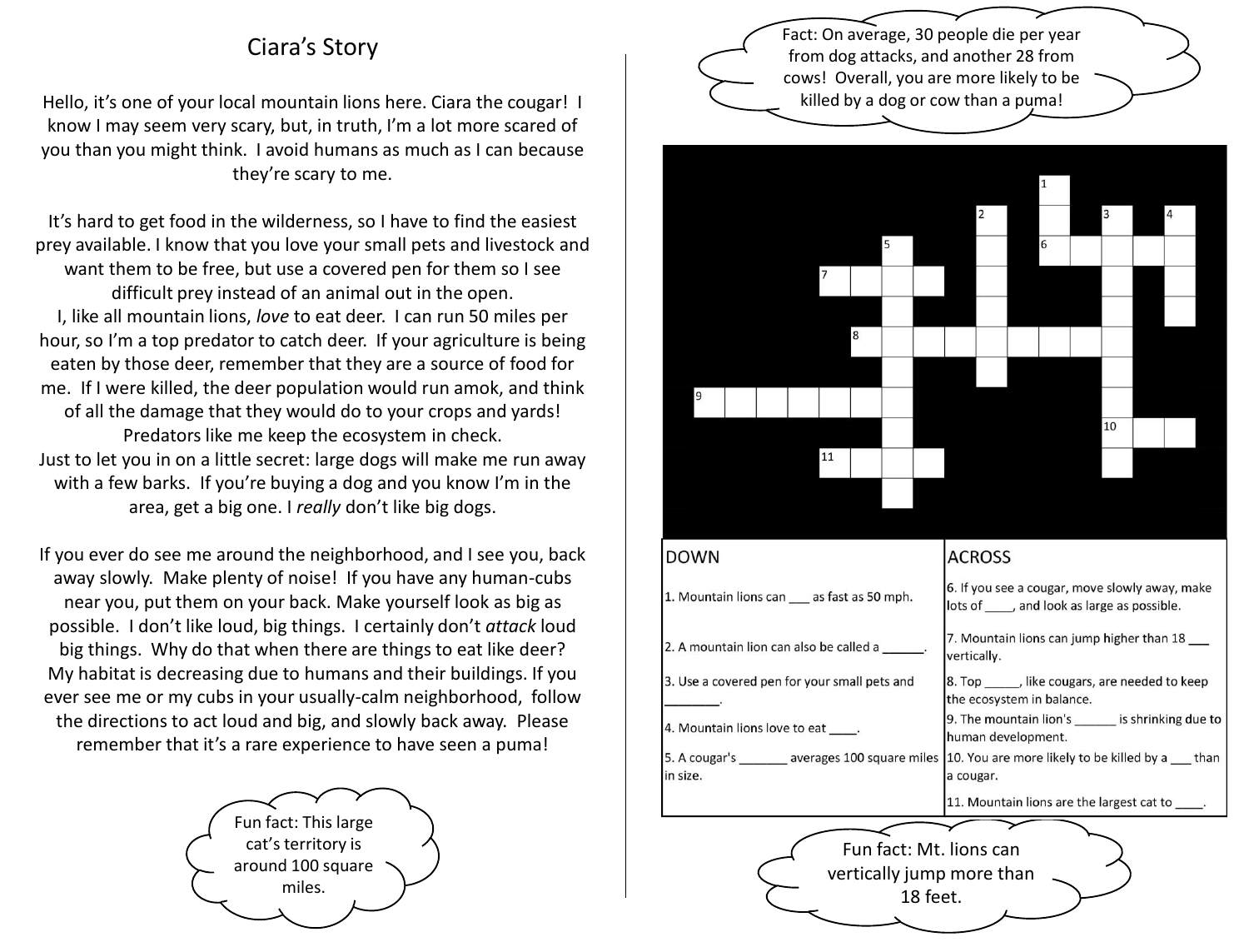# Ciara's Story

Hello, it's one of your local mountain lions here. Ciara the cougar! I know I may seem very scary, but, in truth, I'm a lot more scared of you than you might think. I avoid humans as much as I can because they're scary to me.

It's hard to get food in the wilderness, so I have to find the easiest prey available. I know that you love your small pets and livestock and want them to be free, but use a covered pen for them so I see difficult prey instead of an animal out in the open.
I, like all mountain lions, *love* to eat deer. I can run 50 miles per hour, so I'm a top predator to catch deer. If your agriculture is being eaten by those deer, remember that they are a source of food for me. If I were killed, the deer population would run amok, and think of all the damage that they would do to your crops and yards! Predators like me keep the ecosystem in check.
Just to let you in on a little secret: large dogs will make me run away with a few barks. If you're buying a dog and you know I'm in the area, get a big one. I *really* don't like big dogs.

If you ever do see me around the neighborhood, and I see you, back away slowly. Make plenty of noise! If you have any human-cubs near you, put them on your back. Make yourself look as big as possible. I don't like loud, big things. I certainly don't *attack* loud big things. Why do that when there are things to eat like deer?
My habitat is decreasing due to humans and their buildings. If you ever see me or my cubs in your usually-calm neighborhood, follow the directions to act loud and big, and slowly back away. Please remember that it's a rare experience to have seen a puma!

Fun fact: This large cat's territory is around 100 square miles.

Fact: On average, 30 people die per year from dog attacks, and another 28 from cows! Overall, you are more likely to be killed by a dog or cow than a puma!

| DOWN | ACROSS |
| --- | --- |
| 1. Mountain lions can ___ as fast as 50 mph. | 6. If you see a cougar, move slowly away, make lots of ____, and look as large as possible. |
| 2. A mountain lion can also be called a ______. | 7. Mountain lions can jump higher than 18 ___ vertically. |
| 3. Use a covered pen for your small pets and ________. | 8. Top _____, like cougars, are needed to keep the ecosystem in balance. |
| 4. Mountain lions love to eat ____. | 9. The mountain lion's ______ is shrinking due to human development. |
| 5. A cougar's _______ averages 100 square miles in size. | 10. You are more likely to be killed by a ___ than a cougar. |
| | 11. Mountain lions are the largest cat to ____. |

Fun fact: Mt. lions can vertically jump more than 18 feet.